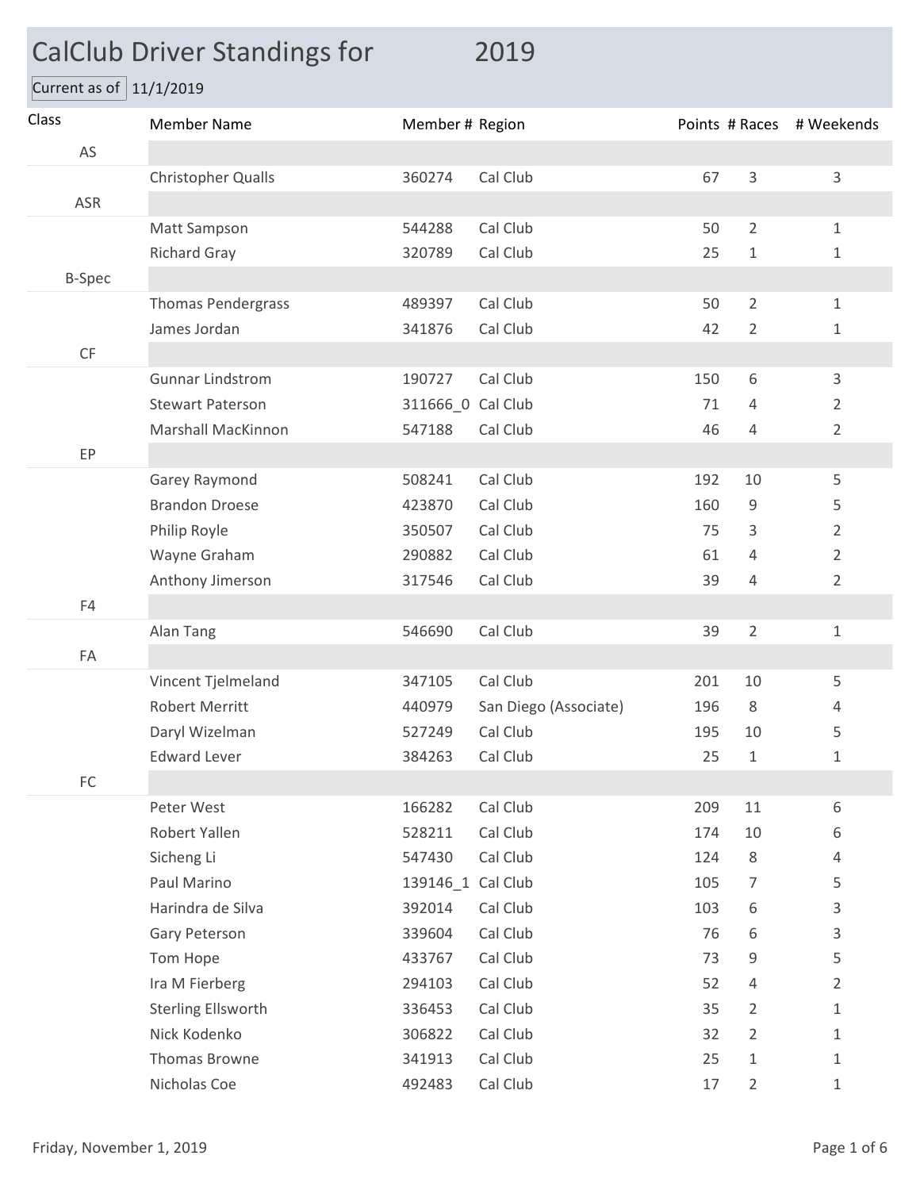# CalClub Driver Standings for 2019

Current as of 11/1/2019

| Class | Member Name | Member # | Region | Points | # Races | # Weekends |
|---|---|---|---|---|---|---|
| AS | | | | | | |
| | Christopher Qualls | 360274 | Cal Club | 67 | 3 | 3 |
| ASR | | | | | | |
| | Matt Sampson | 544288 | Cal Club | 50 | 2 | 1 |
| | Richard Gray | 320789 | Cal Club | 25 | 1 | 1 |
| B-Spec | | | | | | |
| | Thomas Pendergrass | 489397 | Cal Club | 50 | 2 | 1 |
| | James Jordan | 341876 | Cal Club | 42 | 2 | 1 |
| CF | | | | | | |
| | Gunnar Lindstrom | 190727 | Cal Club | 150 | 6 | 3 |
| | Stewart Paterson | 311666_0 | Cal Club | 71 | 4 | 2 |
| | Marshall MacKinnon | 547188 | Cal Club | 46 | 4 | 2 |
| EP | | | | | | |
| | Garey Raymond | 508241 | Cal Club | 192 | 10 | 5 |
| | Brandon Droese | 423870 | Cal Club | 160 | 9 | 5 |
| | Philip Royle | 350507 | Cal Club | 75 | 3 | 2 |
| | Wayne Graham | 290882 | Cal Club | 61 | 4 | 2 |
| | Anthony Jimerson | 317546 | Cal Club | 39 | 4 | 2 |
| F4 | | | | | | |
| | Alan Tang | 546690 | Cal Club | 39 | 2 | 1 |
| FA | | | | | | |
| | Vincent Tjelmeland | 347105 | Cal Club | 201 | 10 | 5 |
| | Robert Merritt | 440979 | San Diego (Associate) | 196 | 8 | 4 |
| | Daryl Wizelman | 527249 | Cal Club | 195 | 10 | 5 |
| | Edward Lever | 384263 | Cal Club | 25 | 1 | 1 |
| FC | | | | | | |
| | Peter West | 166282 | Cal Club | 209 | 11 | 6 |
| | Robert Yallen | 528211 | Cal Club | 174 | 10 | 6 |
| | Sicheng Li | 547430 | Cal Club | 124 | 8 | 4 |
| | Paul Marino | 139146_1 | Cal Club | 105 | 7 | 5 |
| | Harindra de Silva | 392014 | Cal Club | 103 | 6 | 3 |
| | Gary Peterson | 339604 | Cal Club | 76 | 6 | 3 |
| | Tom Hope | 433767 | Cal Club | 73 | 9 | 5 |
| | Ira M Fierberg | 294103 | Cal Club | 52 | 4 | 2 |
| | Sterling Ellsworth | 336453 | Cal Club | 35 | 2 | 1 |
| | Nick Kodenko | 306822 | Cal Club | 32 | 2 | 1 |
| | Thomas Browne | 341913 | Cal Club | 25 | 1 | 1 |
| | Nicholas Coe | 492483 | Cal Club | 17 | 2 | 1 |

Friday, November 1, 2019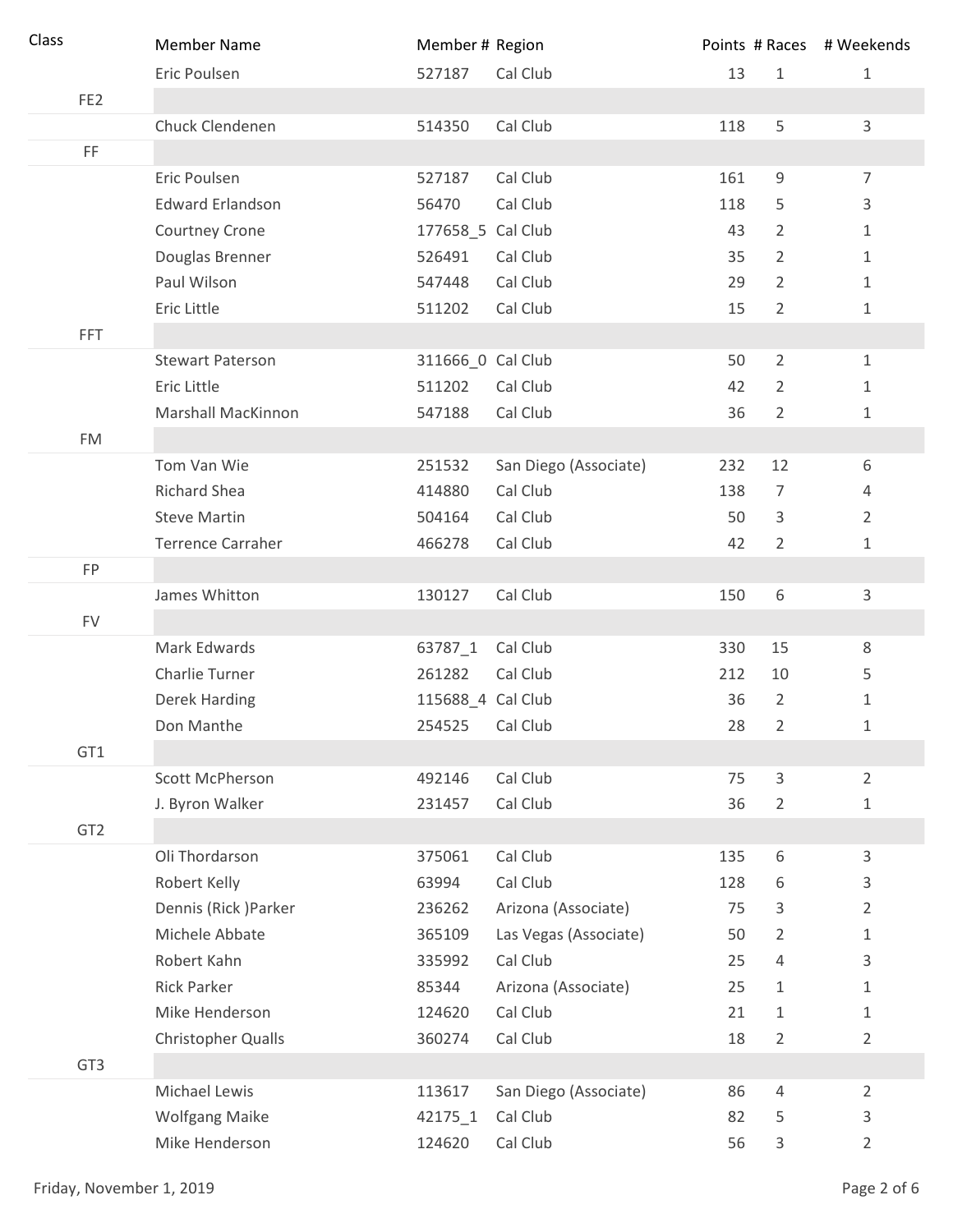| Class | Member Name | Member # | Region | Points | # Races | # Weekends |
|---|---|---|---|---|---|---|
| | Eric Poulsen | 527187 | Cal Club | 13 | 1 | 1 |
| FE2 | | | | | | |
| | Chuck Clendenen | 514350 | Cal Club | 118 | 5 | 3 |
| FF | | | | | | |
| | Eric Poulsen | 527187 | Cal Club | 161 | 9 | 7 |
| | Edward Erlandson | 56470 | Cal Club | 118 | 5 | 3 |
| | Courtney Crone | 177658_5 | Cal Club | 43 | 2 | 1 |
| | Douglas Brenner | 526491 | Cal Club | 35 | 2 | 1 |
| | Paul Wilson | 547448 | Cal Club | 29 | 2 | 1 |
| | Eric Little | 511202 | Cal Club | 15 | 2 | 1 |
| FFT | | | | | | |
| | Stewart Paterson | 311666_0 | Cal Club | 50 | 2 | 1 |
| | Eric Little | 511202 | Cal Club | 42 | 2 | 1 |
| | Marshall MacKinnon | 547188 | Cal Club | 36 | 2 | 1 |
| FM | | | | | | |
| | Tom Van Wie | 251532 | San Diego (Associate) | 232 | 12 | 6 |
| | Richard Shea | 414880 | Cal Club | 138 | 7 | 4 |
| | Steve Martin | 504164 | Cal Club | 50 | 3 | 2 |
| | Terrence Carraher | 466278 | Cal Club | 42 | 2 | 1 |
| FP | | | | | | |
| | James Whitton | 130127 | Cal Club | 150 | 6 | 3 |
| FV | | | | | | |
| | Mark Edwards | 63787_1 | Cal Club | 330 | 15 | 8 |
| | Charlie Turner | 261282 | Cal Club | 212 | 10 | 5 |
| | Derek Harding | 115688_4 | Cal Club | 36 | 2 | 1 |
| | Don Manthe | 254525 | Cal Club | 28 | 2 | 1 |
| GT1 | | | | | | |
| | Scott McPherson | 492146 | Cal Club | 75 | 3 | 2 |
| | J. Byron Walker | 231457 | Cal Club | 36 | 2 | 1 |
| GT2 | | | | | | |
| | Oli Thordarson | 375061 | Cal Club | 135 | 6 | 3 |
| | Robert Kelly | 63994 | Cal Club | 128 | 6 | 3 |
| | Dennis (Rick )Parker | 236262 | Arizona (Associate) | 75 | 3 | 2 |
| | Michele Abbate | 365109 | Las Vegas (Associate) | 50 | 2 | 1 |
| | Robert Kahn | 335992 | Cal Club | 25 | 4 | 3 |
| | Rick Parker | 85344 | Arizona (Associate) | 25 | 1 | 1 |
| | Mike Henderson | 124620 | Cal Club | 21 | 1 | 1 |
| | Christopher Qualls | 360274 | Cal Club | 18 | 2 | 2 |
| GT3 | | | | | | |
| | Michael Lewis | 113617 | San Diego (Associate) | 86 | 4 | 2 |
| | Wolfgang Maike | 42175_1 | Cal Club | 82 | 5 | 3 |
| | Mike Henderson | 124620 | Cal Club | 56 | 3 | 2 |

Friday, November 1, 2019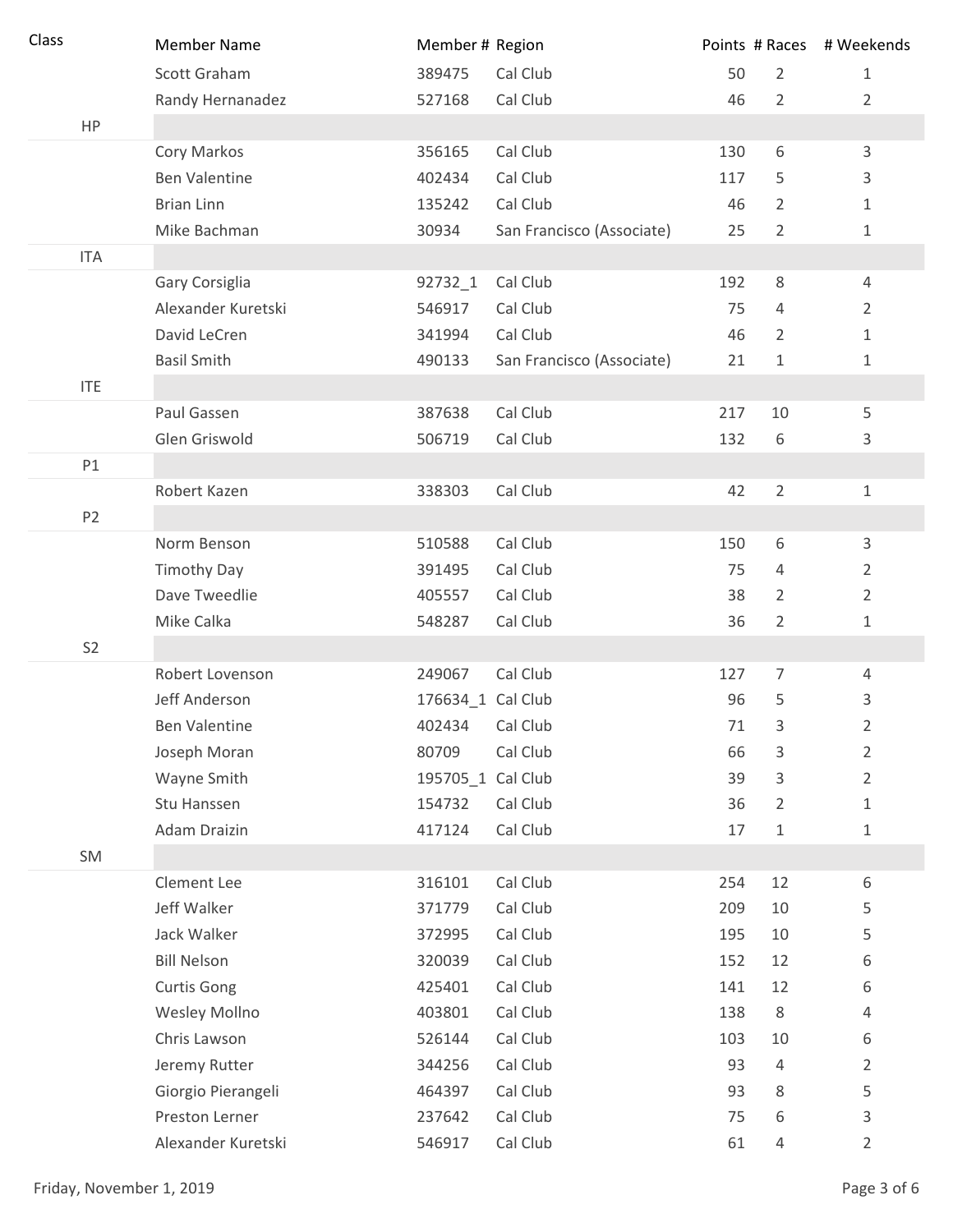| Class | Member Name | Member # | Region | Points | # Races | # Weekends |
|---|---|---|---|---|---|---|
| | Scott Graham | 389475 | Cal Club | 50 | 2 | 1 |
| | Randy Hernanadez | 527168 | Cal Club | 46 | 2 | 2 |
| HP | | | | | | |
| | Cory Markos | 356165 | Cal Club | 130 | 6 | 3 |
| | Ben Valentine | 402434 | Cal Club | 117 | 5 | 3 |
| | Brian Linn | 135242 | Cal Club | 46 | 2 | 1 |
| | Mike Bachman | 30934 | San Francisco (Associate) | 25 | 2 | 1 |
| ITA | | | | | | |
| | Gary Corsiglia | 92732_1 | Cal Club | 192 | 8 | 4 |
| | Alexander Kuretski | 546917 | Cal Club | 75 | 4 | 2 |
| | David LeCren | 341994 | Cal Club | 46 | 2 | 1 |
| | Basil Smith | 490133 | San Francisco (Associate) | 21 | 1 | 1 |
| ITE | | | | | | |
| | Paul Gassen | 387638 | Cal Club | 217 | 10 | 5 |
| | Glen Griswold | 506719 | Cal Club | 132 | 6 | 3 |
| P1 | | | | | | |
| | Robert Kazen | 338303 | Cal Club | 42 | 2 | 1 |
| P2 | | | | | | |
| | Norm Benson | 510588 | Cal Club | 150 | 6 | 3 |
| | Timothy Day | 391495 | Cal Club | 75 | 4 | 2 |
| | Dave Tweedlie | 405557 | Cal Club | 38 | 2 | 2 |
| | Mike Calka | 548287 | Cal Club | 36 | 2 | 1 |
| S2 | | | | | | |
| | Robert Lovenson | 249067 | Cal Club | 127 | 7 | 4 |
| | Jeff Anderson | 176634_1 | Cal Club | 96 | 5 | 3 |
| | Ben Valentine | 402434 | Cal Club | 71 | 3 | 2 |
| | Joseph Moran | 80709 | Cal Club | 66 | 3 | 2 |
| | Wayne Smith | 195705_1 | Cal Club | 39 | 3 | 2 |
| | Stu Hanssen | 154732 | Cal Club | 36 | 2 | 1 |
| | Adam Draizin | 417124 | Cal Club | 17 | 1 | 1 |
| SM | | | | | | |
| | Clement Lee | 316101 | Cal Club | 254 | 12 | 6 |
| | Jeff Walker | 371779 | Cal Club | 209 | 10 | 5 |
| | Jack Walker | 372995 | Cal Club | 195 | 10 | 5 |
| | Bill Nelson | 320039 | Cal Club | 152 | 12 | 6 |
| | Curtis Gong | 425401 | Cal Club | 141 | 12 | 6 |
| | Wesley Mollno | 403801 | Cal Club | 138 | 8 | 4 |
| | Chris Lawson | 526144 | Cal Club | 103 | 10 | 6 |
| | Jeremy Rutter | 344256 | Cal Club | 93 | 4 | 2 |
| | Giorgio Pierangeli | 464397 | Cal Club | 93 | 8 | 5 |
| | Preston Lerner | 237642 | Cal Club | 75 | 6 | 3 |
| | Alexander Kuretski | 546917 | Cal Club | 61 | 4 | 2 |

Friday, November 1, 2019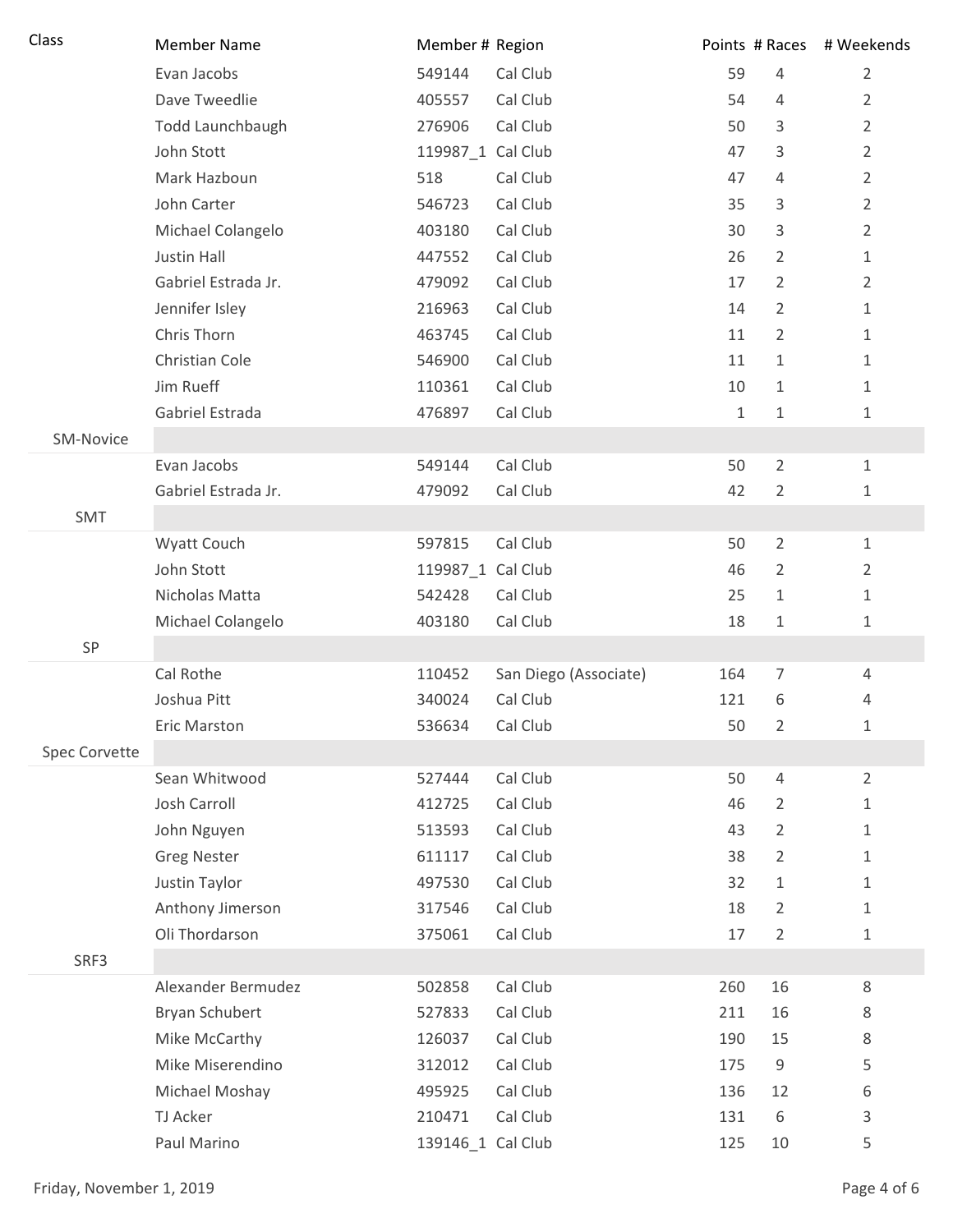| Class | Member Name | Member # | Region | Points | # Races | # Weekends |
|---|---|---|---|---|---|---|
| | Evan Jacobs | 549144 | Cal Club | 59 | 4 | 2 |
| | Dave Tweedlie | 405557 | Cal Club | 54 | 4 | 2 |
| | Todd Launchbaugh | 276906 | Cal Club | 50 | 3 | 2 |
| | John Stott | 119987_1 | Cal Club | 47 | 3 | 2 |
| | Mark Hazboun | 518 | Cal Club | 47 | 4 | 2 |
| | John Carter | 546723 | Cal Club | 35 | 3 | 2 |
| | Michael Colangelo | 403180 | Cal Club | 30 | 3 | 2 |
| | Justin Hall | 447552 | Cal Club | 26 | 2 | 1 |
| | Gabriel Estrada Jr. | 479092 | Cal Club | 17 | 2 | 2 |
| | Jennifer Isley | 216963 | Cal Club | 14 | 2 | 1 |
| | Chris Thorn | 463745 | Cal Club | 11 | 2 | 1 |
| | Christian Cole | 546900 | Cal Club | 11 | 1 | 1 |
| | Jim Rueff | 110361 | Cal Club | 10 | 1 | 1 |
| | Gabriel Estrada | 476897 | Cal Club | 1 | 1 | 1 |
| SM-Novice | | | | | | |
| | Evan Jacobs | 549144 | Cal Club | 50 | 2 | 1 |
| | Gabriel Estrada Jr. | 479092 | Cal Club | 42 | 2 | 1 |
| SMT | | | | | | |
| | Wyatt Couch | 597815 | Cal Club | 50 | 2 | 1 |
| | John Stott | 119987_1 | Cal Club | 46 | 2 | 2 |
| | Nicholas Matta | 542428 | Cal Club | 25 | 1 | 1 |
| | Michael Colangelo | 403180 | Cal Club | 18 | 1 | 1 |
| SP | | | | | | |
| | Cal Rothe | 110452 | San Diego (Associate) | 164 | 7 | 4 |
| | Joshua Pitt | 340024 | Cal Club | 121 | 6 | 4 |
| | Eric Marston | 536634 | Cal Club | 50 | 2 | 1 |
| Spec Corvette | | | | | | |
| | Sean Whitwood | 527444 | Cal Club | 50 | 4 | 2 |
| | Josh Carroll | 412725 | Cal Club | 46 | 2 | 1 |
| | John Nguyen | 513593 | Cal Club | 43 | 2 | 1 |
| | Greg Nester | 611117 | Cal Club | 38 | 2 | 1 |
| | Justin Taylor | 497530 | Cal Club | 32 | 1 | 1 |
| | Anthony Jimerson | 317546 | Cal Club | 18 | 2 | 1 |
| | Oli Thordarson | 375061 | Cal Club | 17 | 2 | 1 |
| SRF3 | | | | | | |
| | Alexander Bermudez | 502858 | Cal Club | 260 | 16 | 8 |
| | Bryan Schubert | 527833 | Cal Club | 211 | 16 | 8 |
| | Mike McCarthy | 126037 | Cal Club | 190 | 15 | 8 |
| | Mike Miserendino | 312012 | Cal Club | 175 | 9 | 5 |
| | Michael Moshay | 495925 | Cal Club | 136 | 12 | 6 |
| | TJ Acker | 210471 | Cal Club | 131 | 6 | 3 |
| | Paul Marino | 139146_1 | Cal Club | 125 | 10 | 5 |

Friday, November 1, 2019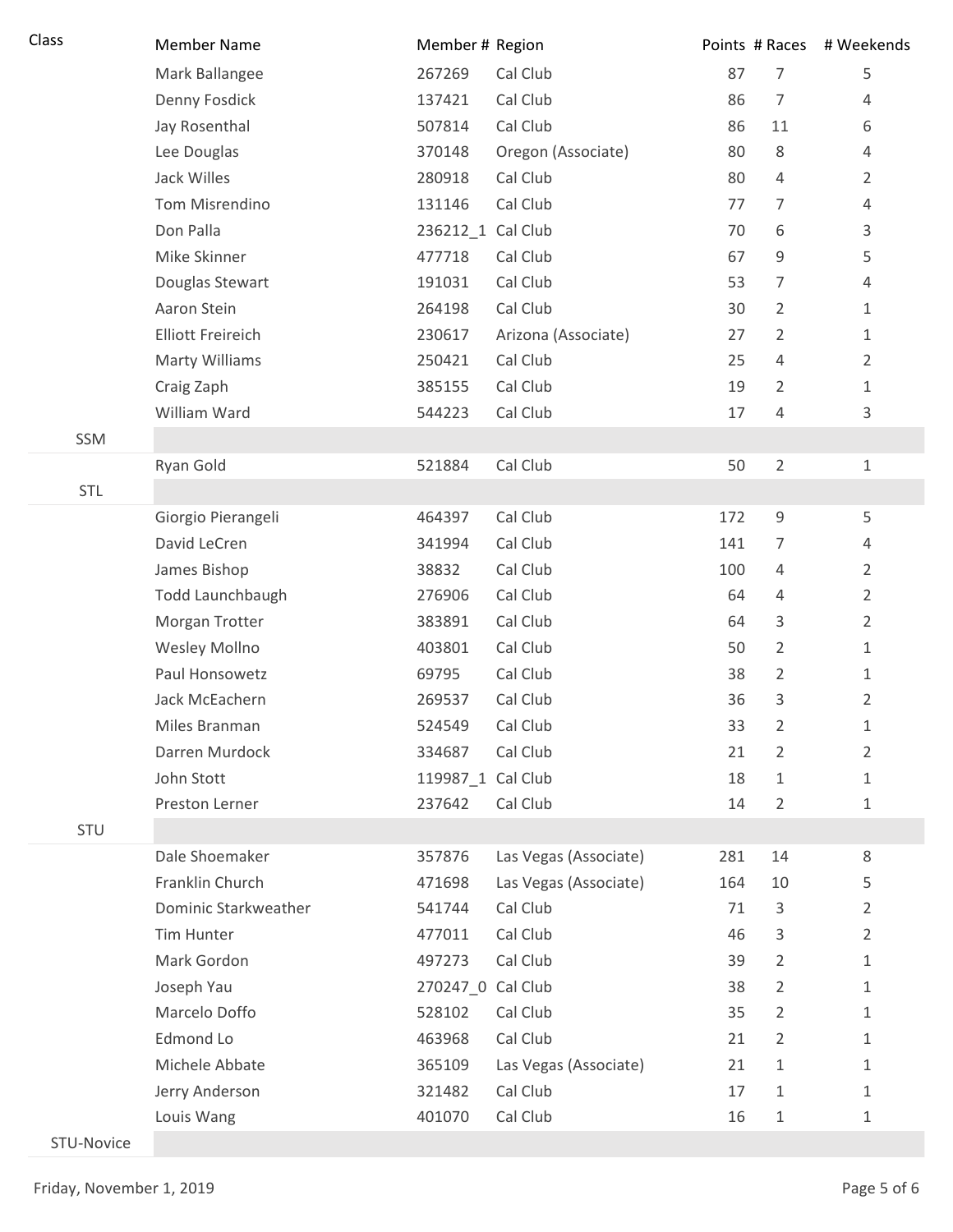| Class | Member Name | Member # | Region | Points | # Races | # Weekends |
|---|---|---|---|---|---|---|
| | Mark Ballangee | 267269 | Cal Club | 87 | 7 | 5 |
| | Denny Fosdick | 137421 | Cal Club | 86 | 7 | 4 |
| | Jay Rosenthal | 507814 | Cal Club | 86 | 11 | 6 |
| | Lee Douglas | 370148 | Oregon (Associate) | 80 | 8 | 4 |
| | Jack Willes | 280918 | Cal Club | 80 | 4 | 2 |
| | Tom Misrendino | 131146 | Cal Club | 77 | 7 | 4 |
| | Don Palla | 236212_1 | Cal Club | 70 | 6 | 3 |
| | Mike Skinner | 477718 | Cal Club | 67 | 9 | 5 |
| | Douglas Stewart | 191031 | Cal Club | 53 | 7 | 4 |
| | Aaron Stein | 264198 | Cal Club | 30 | 2 | 1 |
| | Elliott Freireich | 230617 | Arizona (Associate) | 27 | 2 | 1 |
| | Marty Williams | 250421 | Cal Club | 25 | 4 | 2 |
| | Craig Zaph | 385155 | Cal Club | 19 | 2 | 1 |
| | William Ward | 544223 | Cal Club | 17 | 4 | 3 |
| SSM | | | | | | |
| | Ryan Gold | 521884 | Cal Club | 50 | 2 | 1 |
| STL | | | | | | |
| | Giorgio Pierangeli | 464397 | Cal Club | 172 | 9 | 5 |
| | David LeCren | 341994 | Cal Club | 141 | 7 | 4 |
| | James Bishop | 38832 | Cal Club | 100 | 4 | 2 |
| | Todd Launchbaugh | 276906 | Cal Club | 64 | 4 | 2 |
| | Morgan Trotter | 383891 | Cal Club | 64 | 3 | 2 |
| | Wesley Mollno | 403801 | Cal Club | 50 | 2 | 1 |
| | Paul Honsowetz | 69795 | Cal Club | 38 | 2 | 1 |
| | Jack McEachern | 269537 | Cal Club | 36 | 3 | 2 |
| | Miles Branman | 524549 | Cal Club | 33 | 2 | 1 |
| | Darren Murdock | 334687 | Cal Club | 21 | 2 | 2 |
| | John Stott | 119987_1 | Cal Club | 18 | 1 | 1 |
| | Preston Lerner | 237642 | Cal Club | 14 | 2 | 1 |
| STU | | | | | | |
| | Dale Shoemaker | 357876 | Las Vegas (Associate) | 281 | 14 | 8 |
| | Franklin Church | 471698 | Las Vegas (Associate) | 164 | 10 | 5 |
| | Dominic Starkweather | 541744 | Cal Club | 71 | 3 | 2 |
| | Tim Hunter | 477011 | Cal Club | 46 | 3 | 2 |
| | Mark Gordon | 497273 | Cal Club | 39 | 2 | 1 |
| | Joseph Yau | 270247_0 | Cal Club | 38 | 2 | 1 |
| | Marcelo Doffo | 528102 | Cal Club | 35 | 2 | 1 |
| | Edmond Lo | 463968 | Cal Club | 21 | 2 | 1 |
| | Michele Abbate | 365109 | Las Vegas (Associate) | 21 | 1 | 1 |
| | Jerry Anderson | 321482 | Cal Club | 17 | 1 | 1 |
| | Louis Wang | 401070 | Cal Club | 16 | 1 | 1 |
| STU-Novice | | | | | | |

Friday, November 1, 2019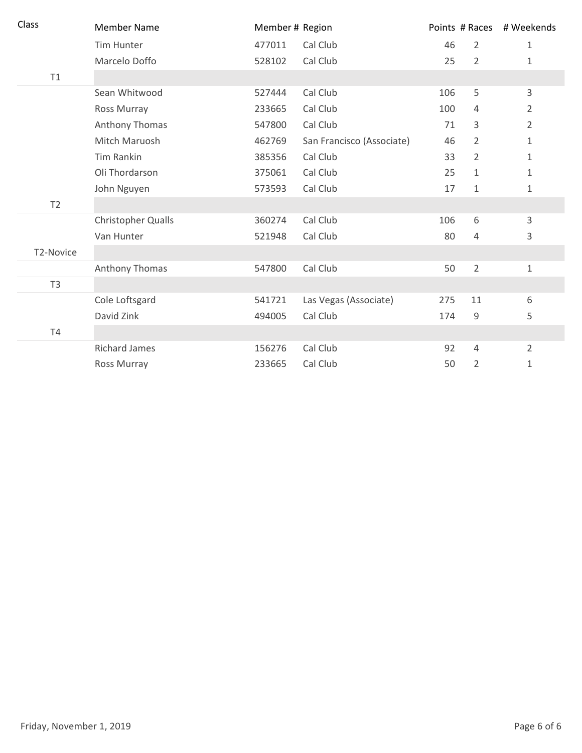| Class | Member Name | Member # | Region | Points | # Races | # Weekends |
|---|---|---|---|---|---|---|
| | Tim Hunter | 477011 | Cal Club | 46 | 2 | 1 |
| | Marcelo Doffo | 528102 | Cal Club | 25 | 2 | 1 |
| T1 | | | | | | |
| | Sean Whitwood | 527444 | Cal Club | 106 | 5 | 3 |
| | Ross Murray | 233665 | Cal Club | 100 | 4 | 2 |
| | Anthony Thomas | 547800 | Cal Club | 71 | 3 | 2 |
| | Mitch Maruosh | 462769 | San Francisco (Associate) | 46 | 2 | 1 |
| | Tim Rankin | 385356 | Cal Club | 33 | 2 | 1 |
| | Oli Thordarson | 375061 | Cal Club | 25 | 1 | 1 |
| | John Nguyen | 573593 | Cal Club | 17 | 1 | 1 |
| T2 | | | | | | |
| | Christopher Qualls | 360274 | Cal Club | 106 | 6 | 3 |
| | Van Hunter | 521948 | Cal Club | 80 | 4 | 3 |
| T2-Novice | | | | | | |
| | Anthony Thomas | 547800 | Cal Club | 50 | 2 | 1 |
| T3 | | | | | | |
| | Cole Loftsgard | 541721 | Las Vegas (Associate) | 275 | 11 | 6 |
| | David Zink | 494005 | Cal Club | 174 | 9 | 5 |
| T4 | | | | | | |
| | Richard James | 156276 | Cal Club | 92 | 4 | 2 |
| | Ross Murray | 233665 | Cal Club | 50 | 2 | 1 |

Friday, November 1, 2019